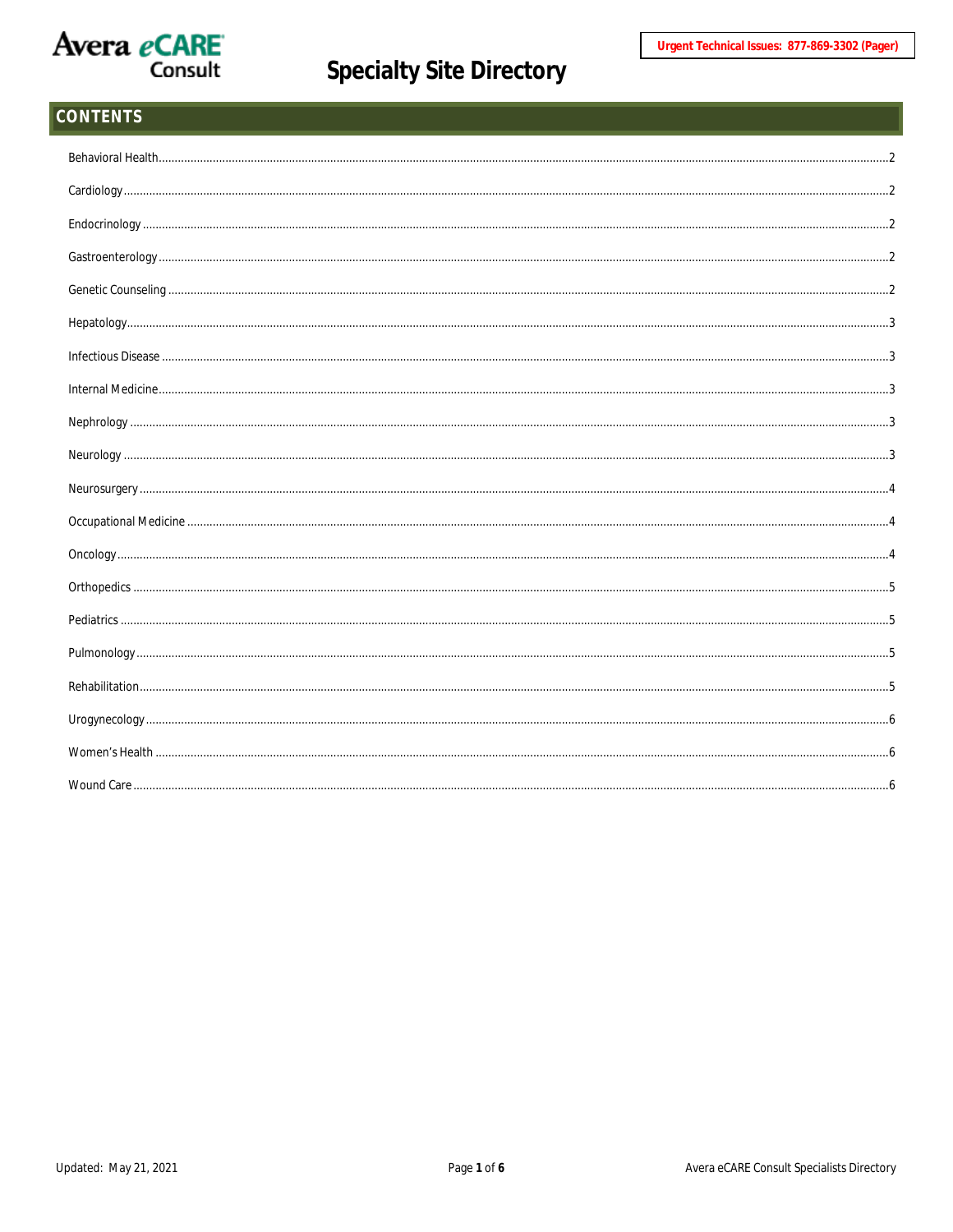Avera eCARE Consult

**Urgent Technical Issues: 877-869-3302 (Pager)**

# Specialty Site Directory

## CONTENTS

Behavioral Health ....... 2
Cardiology ....... 2
Endocrinology ....... 2
Gastroenterology ....... 2
Genetic Counseling ....... 2
Hepatology ....... 3
Infectious Disease ....... 3
Internal Medicine ....... 3
Nephrology ....... 3
Neurology ....... 3
Neurosurgery ....... 4
Occupational Medicine ....... 4
Oncology ....... 4
Orthopedics ....... 5
Pediatrics ....... 5
Pulmonology ....... 5
Rehabilitation ....... 5
Urogynecology ....... 6
Women's Health ....... 6
Wound Care ....... 6

Updated: May 21, 2021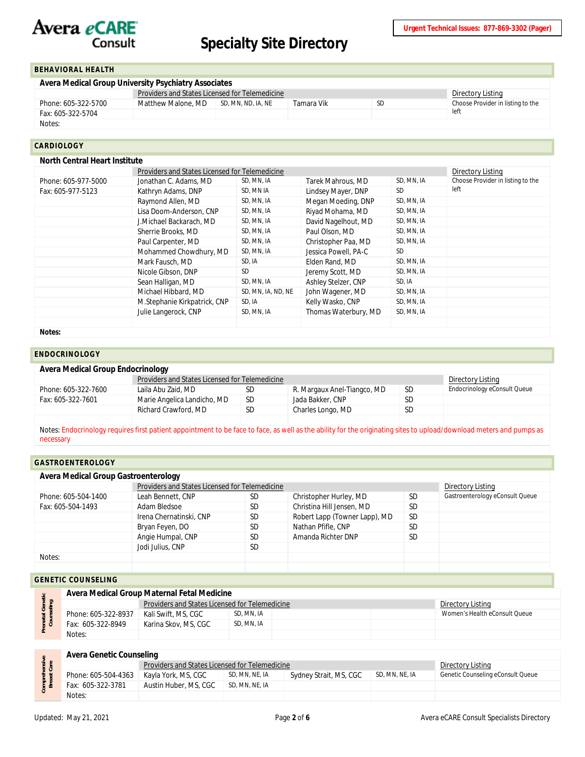# Specialty Site Directory

**Urgent Technical Issues: 877-869-3302 (Pager)**

## BEHAVIORAL HEALTH

### Avera Medical Group University Psychiatry Associates

| | Providers and States Licensed for Telemedicine | | | | Directory Listing |
|---|---|---|---|---|---|
| Phone: 605-322-5700 | Matthew Malone, MD | SD, MN, ND, IA, NE | Tamara Vik | SD | Choose Provider in listing to the left |
| Fax: 605-322-5704 | | | | | |
| Notes: | | | | | |

## CARDIOLOGY

### North Central Heart Institute

| | Providers and States Licensed for Telemedicine | | | | Directory Listing |
|---|---|---|---|---|---|
| Phone: 605-977-5000 | Jonathan C. Adams, MD | SD, MN, IA | Tarek Mahrous, MD | SD, MN, IA | Choose Provider in listing to the left |
| Fax: 605-977-5123 | Kathryn Adams, DNP | SD, MN IA | Lindsey Mayer, DNP | SD | |
| | Raymond Allen, MD | SD, MN, IA | Megan Moeding, DNP | SD, MN, IA | |
| | Lisa Doom-Anderson, CNP | SD, MN, IA | Riyad Mohama, MD | SD, MN, IA | |
| | J.Michael Backarach, MD | SD, MN, IA | David Nagelhout, MD | SD, MN, IA | |
| | Sherrie Brooks, MD | SD, MN, IA | Paul Olson, MD | SD, MN, IA | |
| | Paul Carpenter, MD | SD, MN, IA | Christopher Paa, MD | SD, MN, IA | |
| | Mohammed Chowdhury, MD | SD, MN, IA | Jessica Powell, PA-C | SD | |
| | Mark Fausch, MD | SD, IA | Elden Rand, MD | SD, MN, IA | |
| | Nicole Gibson, DNP | SD | Jeremy Scott, MD | SD, MN, IA | |
| | Sean Halligan, MD | SD, MN, IA | Ashley Stelzer, CNP | SD, IA | |
| | Michael Hibbard, MD | SD, MN, IA, ND, NE | John Wagener, MD | SD, MN, IA | |
| | M.Stephanie Kirkpatrick, CNP | SD, IA | Kelly Wasko, CNP | SD, MN, IA | |
| | Julie Langerock, CNP | SD, MN, IA | Thomas Waterbury, MD | SD, MN, IA | |

**Notes:**

## ENDOCRINOLOGY

### Avera Medical Group Endocrinology

| | Providers and States Licensed for Telemedicine | | | | Directory Listing |
|---|---|---|---|---|---|
| Phone: 605-322-7600 | Laila Abu Zaid, MD | SD | R. Margaux Anel-Tiangco, MD | SD | Endocrinology eConsult Queue |
| Fax: 605-322-7601 | Marie Angelica Landicho, MD | SD | Jada Bakker, CNP | SD | |
| | Richard Crawford, MD | SD | Charles Longo, MD | SD | |

Notes: Endocrinology requires first patient appointment to be face to face, as well as the ability for the originating sites to upload/download meters and pumps as necessary

## GASTROENTEROLOGY

### Avera Medical Group Gastroenterology

| | Providers and States Licensed for Telemedicine | | | | Directory Listing |
|---|---|---|---|---|---|
| Phone: 605-504-1400 | Leah Bennett, CNP | SD | Christopher Hurley, MD | SD | Gastroenterology eConsult Queue |
| Fax: 605-504-1493 | Adam Bledsoe | SD | Christina Hill Jensen, MD | SD | |
| | Irena Chernatinski, CNP | SD | Robert Lapp (Towner Lapp), MD | SD | |
| | Bryan Feyen, DO | SD | Nathan Pfifle, CNP | SD | |
| | Angie Humpal, CNP | SD | Amanda Richter DNP | SD | |
| | Jodi Julius, CNP | SD | | | |
| Notes: | | | | | |

## GENETIC COUNSELING

### Prenatal Genetic Counseling — Avera Medical Group Maternal Fetal Medicine

| | Providers and States Licensed for Telemedicine | | | | Directory Listing |
|---|---|---|---|---|---|
| Phone: 605-322-8937 | Kali Swift, MS, CGC | SD, MN, IA | | | Women's Health eConsult Queue |
| Fax: 605-322-8949 | Karina Skov, MS, CGC | SD, MN, IA | | | |
| Notes: | | | | | |

### Comprehensive Breast Care — Avera Genetic Counseling

| | Providers and States Licensed for Telemedicine | | | | Directory Listing |
|---|---|---|---|---|---|
| Phone: 605-504-4363 | Kayla York, MS, CGC | SD, MN, NE, IA | Sydney Strait, MS, CGC | SD, MN, NE, IA | Genetic Counseling eConsult Queue |
| Fax: 605-322-3781 | Austin Huber, MS, CGC | SD, MN, NE, IA | | | |
| Notes: | | | | | |

Updated: May 21, 2021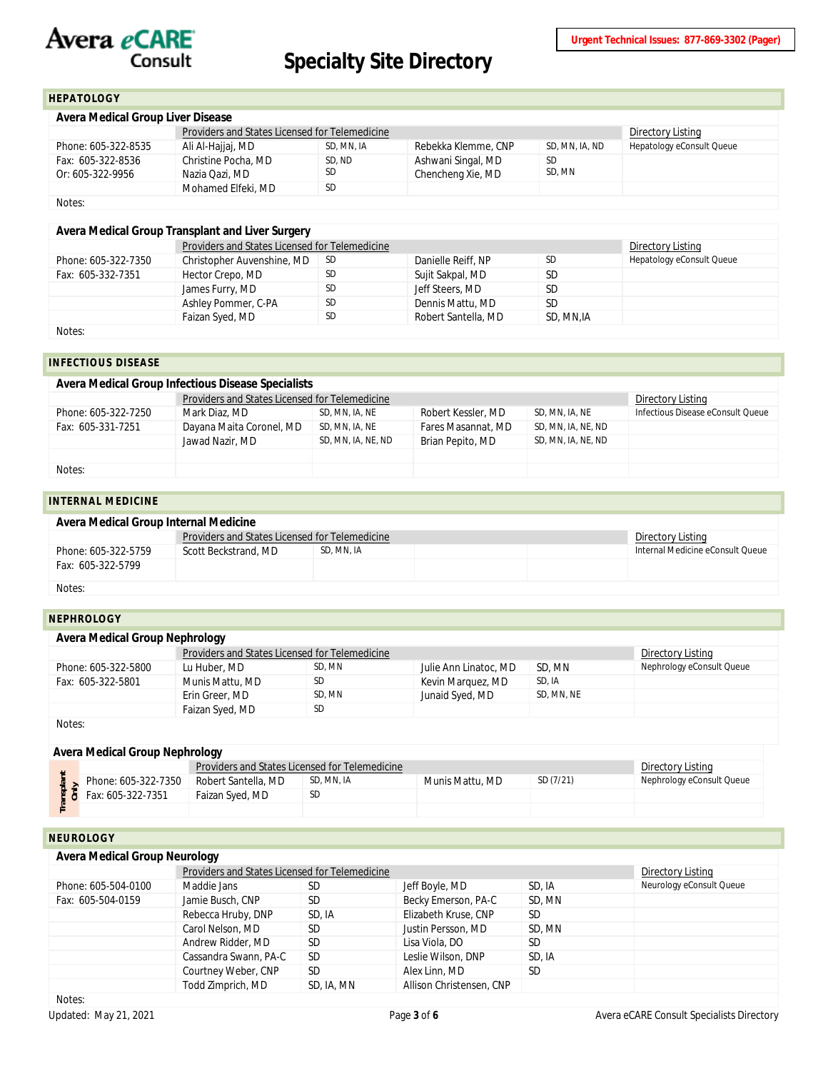# Avera eCARE Consult

## Specialty Site Directory

**Urgent Technical Issues: 877-869-3302 (Pager)**

## HEPATOLOGY

### Avera Medical Group Liver Disease

| | Providers and States Licensed for Telemedicine | | | | Directory Listing |
|---|---|---|---|---|---|
| Phone: 605-322-8535 | Ali Al-Hajjaj, MD | SD, MN, IA | Rebekka Klemme, CNP | SD, MN, IA, ND | Hepatology eConsult Queue |
| Fax: 605-322-8536 | Christine Pocha, MD | SD, ND | Ashwani Singal, MD | SD | |
| Or: 605-322-9956 | Nazia Qazi, MD | SD | Chencheng Xie, MD | SD, MN | |
| | Mohamed Elfeki, MD | SD | | | |

Notes:

### Avera Medical Group Transplant and Liver Surgery

| | Providers and States Licensed for Telemedicine | | | | Directory Listing |
|---|---|---|---|---|---|
| Phone: 605-322-7350 | Christopher Auvenshine, MD | SD | Danielle Reiff, NP | SD | Hepatology eConsult Queue |
| Fax: 605-332-7351 | Hector Crepo, MD | SD | Sujit Sakpal, MD | SD | |
| | James Furry, MD | SD | Jeff Steers, MD | SD | |
| | Ashley Pommer, C-PA | SD | Dennis Mattu, MD | SD | |
| | Faizan Syed, MD | SD | Robert Santella, MD | SD, MN,IA | |

Notes:

## INFECTIOUS DISEASE

### Avera Medical Group Infectious Disease Specialists

| | Providers and States Licensed for Telemedicine | | | | Directory Listing |
|---|---|---|---|---|---|
| Phone: 605-322-7250 | Mark Diaz, MD | SD, MN, IA, NE | Robert Kessler, MD | SD, MN, IA, NE | Infectious Disease eConsult Queue |
| Fax: 605-331-7251 | Dayana Maita Coronel, MD | SD, MN, IA, NE | Fares Masannat, MD | SD, MN, IA, NE, ND | |
| | Jawad Nazir, MD | SD, MN, IA, NE, ND | Brian Pepito, MD | SD, MN, IA, NE, ND | |

Notes:

## INTERNAL MEDICINE

### Avera Medical Group Internal Medicine

| | Providers and States Licensed for Telemedicine | | | | Directory Listing |
|---|---|---|---|---|---|
| Phone: 605-322-5759 | Scott Beckstrand, MD | SD, MN, IA | | | Internal Medicine eConsult Queue |
| Fax: 605-322-5799 | | | | | |

Notes:

## NEPHROLOGY

### Avera Medical Group Nephrology

| | Providers and States Licensed for Telemedicine | | | | Directory Listing |
|---|---|---|---|---|---|
| Phone: 605-322-5800 | Lu Huber, MD | SD, MN | Julie Ann Linatoc, MD | SD, MN | Nephrology eConsult Queue |
| Fax: 605-322-5801 | Munis Mattu, MD | SD | Kevin Marquez, MD | SD, IA | |
| | Erin Greer, MD | SD, MN | Junaid Syed, MD | SD, MN, NE | |
| | Faizan Syed, MD | SD | | | |

Notes:

### Avera Medical Group Nephrology

Transplant Only

| | Providers and States Licensed for Telemedicine | | | | Directory Listing |
|---|---|---|---|---|---|
| Phone: 605-322-7350 | Robert Santella, MD | SD, MN, IA | Munis Mattu, MD | SD (7/21) | Nephrology eConsult Queue |
| Fax: 605-322-7351 | Faizan Syed, MD | SD | | | |

## NEUROLOGY

### Avera Medical Group Neurology

| | Providers and States Licensed for Telemedicine | | | | Directory Listing |
|---|---|---|---|---|---|
| Phone: 605-504-0100 | Maddie Jans | SD | Jeff Boyle, MD | SD, IA | Neurology eConsult Queue |
| Fax: 605-504-0159 | Jamie Busch, CNP | SD | Becky Emerson, PA-C | SD, MN | |
| | Rebecca Hruby, DNP | SD, IA | Elizabeth Kruse, CNP | SD | |
| | Carol Nelson, MD | SD | Justin Persson, MD | SD, MN | |
| | Andrew Ridder, MD | SD | Lisa Viola, DO | SD | |
| | Cassandra Swann, PA-C | SD | Leslie Wilson, DNP | SD, IA | |
| | Courtney Weber, CNP | SD | Alex Linn, MD | SD | |
| | Todd Zimprich, MD | SD, IA, MN | Allison Christensen, CNP | | |

Notes:

Updated: May 21, 2021

Avera eCARE Consult Specialists Directory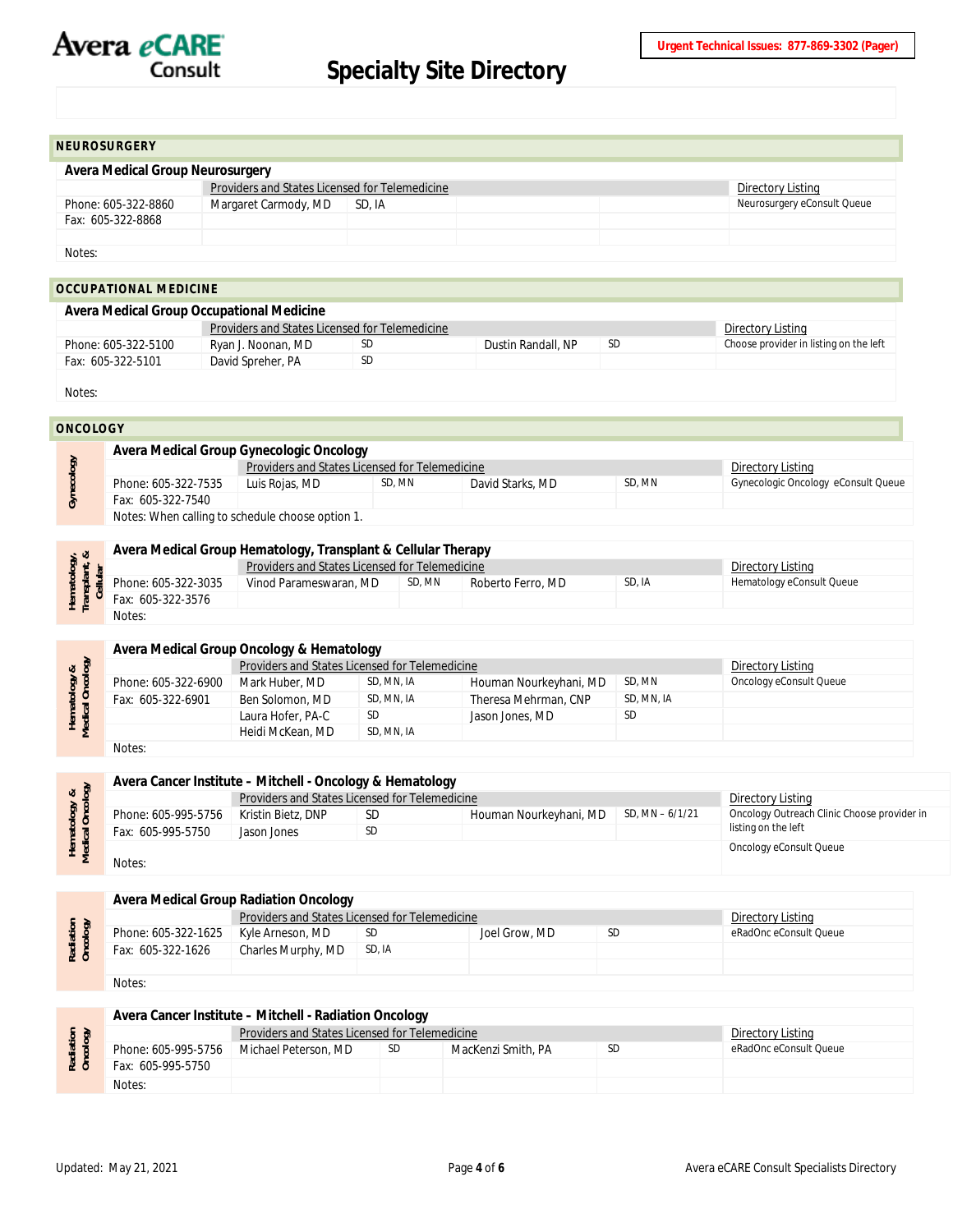# Specialty Site Directory

**Urgent Technical Issues: 877-869-3302 (Pager)**

## NEUROSURGERY

### Avera Medical Group Neurosurgery

| | Providers and States Licensed for Telemedicine | | | | Directory Listing |
|---|---|---|---|---|---|
| Phone: 605-322-8860 | Margaret Carmody, MD | SD, IA | | | Neurosurgery eConsult Queue |
| Fax: 605-322-8868 | | | | | |

Notes:

## OCCUPATIONAL MEDICINE

### Avera Medical Group Occupational Medicine

| | Providers and States Licensed for Telemedicine | | | | Directory Listing |
|---|---|---|---|---|---|
| Phone: 605-322-5100 | Ryan J. Noonan, MD | SD | Dustin Randall, NP | SD | Choose provider in listing on the left |
| Fax: 605-322-5101 | David Spreher, PA | SD | | | |

Notes:

## ONCOLOGY

### Gynecology — Avera Medical Group Gynecologic Oncology

| | Providers and States Licensed for Telemedicine | | | | Directory Listing |
|---|---|---|---|---|---|
| Phone: 605-322-7535 | Luis Rojas, MD | SD, MN | David Starks, MD | SD, MN | Gynecologic Oncology eConsult Queue |
| Fax: 605-322-7540 | | | | | |

Notes: When calling to schedule choose option 1.

### Hematology, Transplant, & Cellular — Avera Medical Group Hematology, Transplant & Cellular Therapy

| | Providers and States Licensed for Telemedicine | | | | Directory Listing |
|---|---|---|---|---|---|
| Phone: 605-322-3035 | Vinod Parameswaran, MD | SD, MN | Roberto Ferro, MD | SD, IA | Hematology eConsult Queue |
| Fax: 605-322-3576 | | | | | |

Notes:

### Hematology & Medical Oncology — Avera Medical Group Oncology & Hematology

| | Providers and States Licensed for Telemedicine | | | | Directory Listing |
|---|---|---|---|---|---|
| Phone: 605-322-6900 | Mark Huber, MD | SD, MN, IA | Houman Nourkeyhani, MD | SD, MN | Oncology eConsult Queue |
| Fax: 605-322-6901 | Ben Solomon, MD | SD, MN, IA | Theresa Mehrman, CNP | SD, MN, IA | |
| | Laura Hofer, PA-C | SD | Jason Jones, MD | SD | |
| | Heidi McKean, MD | SD, MN, IA | | | |

Notes:

### Hematology & Medical Oncology — Avera Cancer Institute – Mitchell - Oncology & Hematology

| | Providers and States Licensed for Telemedicine | | | | Directory Listing |
|---|---|---|---|---|---|
| Phone: 605-995-5756 | Kristin Bietz, DNP | SD | Houman Nourkeyhani, MD | SD, MN – 6/1/21 | Oncology Outreach Clinic Choose provider in listing on the left |
| Fax: 605-995-5750 | Jason Jones | SD | | | Oncology eConsult Queue |

Notes:

### Radiation Oncology — Avera Medical Group Radiation Oncology

| | Providers and States Licensed for Telemedicine | | | | Directory Listing |
|---|---|---|---|---|---|
| Phone: 605-322-1625 | Kyle Arneson, MD | SD | Joel Grow, MD | SD | eRadOnc eConsult Queue |
| Fax: 605-322-1626 | Charles Murphy, MD | SD, IA | | | |

Notes:

### Radiation Oncology — Avera Cancer Institute – Mitchell - Radiation Oncology

| | Providers and States Licensed for Telemedicine | | | | Directory Listing |
|---|---|---|---|---|---|
| Phone: 605-995-5756 | Michael Peterson, MD | SD | MacKenzi Smith, PA | SD | eRadOnc eConsult Queue |
| Fax: 605-995-5750 | | | | | |

Notes:

Updated: May 21, 2021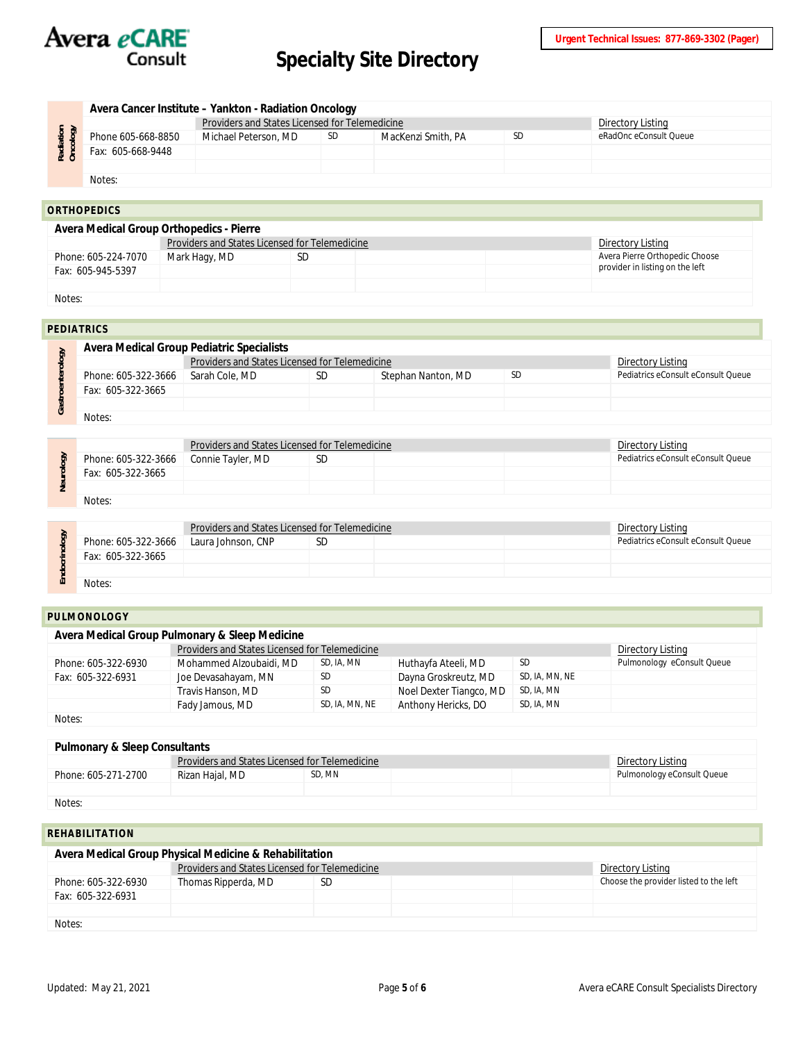# Specialty Site Directory

**Urgent Technical Issues: 877-869-3302 (Pager)**

### Avera Cancer Institute – Yankton - Radiation Oncology

*Radiation Oncology*

| | Providers and States Licensed for Telemedicine | | | | Directory Listing |
|---|---|---|---|---|---|
| Phone 605-668-8850 | Michael Peterson, MD | SD | MacKenzi Smith, PA | SD | eRadOnc eConsult Queue |
| Fax: 605-668-9448 | | | | | |

Notes:

## ORTHOPEDICS

### Avera Medical Group Orthopedics - Pierre

| | Providers and States Licensed for Telemedicine | | | | Directory Listing |
|---|---|---|---|---|---|
| Phone: 605-224-7070 | Mark Hagy, MD | SD | | | Avera Pierre Orthopedic Choose provider in listing on the left |
| Fax: 605-945-5397 | | | | | |

Notes:

## PEDIATRICS

### Avera Medical Group Pediatric Specialists

*Gastroenterology*

| | Providers and States Licensed for Telemedicine | | | | Directory Listing |
|---|---|---|---|---|---|
| Phone: 605-322-3666 | Sarah Cole, MD | SD | Stephan Nanton, MD | SD | Pediatrics eConsult eConsult Queue |
| Fax: 605-322-3665 | | | | | |

Notes:

*Neurology*

| | Providers and States Licensed for Telemedicine | | | | Directory Listing |
|---|---|---|---|---|---|
| Phone: 605-322-3666 | Connie Tayler, MD | SD | | | Pediatrics eConsult eConsult Queue |
| Fax: 605-322-3665 | | | | | |

Notes:

*Endocrinology*

| | Providers and States Licensed for Telemedicine | | | | Directory Listing |
|---|---|---|---|---|---|
| Phone: 605-322-3666 | Laura Johnson, CNP | SD | | | Pediatrics eConsult eConsult Queue |
| Fax: 605-322-3665 | | | | | |

Notes:

## PULMONOLOGY

### Avera Medical Group Pulmonary & Sleep Medicine

| | Providers and States Licensed for Telemedicine | | | | Directory Listing |
|---|---|---|---|---|---|
| Phone: 605-322-6930 | Mohammed Alzoubaidi, MD | SD, IA, MN | Huthayfa Ateeli, MD | SD | Pulmonology eConsult Queue |
| Fax: 605-322-6931 | Joe Devasahayam, MN | SD | Dayna Groskreutz, MD | SD, IA, MN, NE | |
| | Travis Hanson, MD | SD | Noel Dexter Tiangco, MD | SD, IA, MN | |
| | Fady Jamous, MD | SD, IA, MN, NE | Anthony Hericks, DO | SD, IA, MN | |

Notes:

### Pulmonary & Sleep Consultants

| | Providers and States Licensed for Telemedicine | | | | Directory Listing |
|---|---|---|---|---|---|
| Phone: 605-271-2700 | Rizan Hajal, MD | SD, MN | | | Pulmonology eConsult Queue |

Notes:

## REHABILITATION

### Avera Medical Group Physical Medicine & Rehabilitation

| | Providers and States Licensed for Telemedicine | | | | Directory Listing |
|---|---|---|---|---|---|
| Phone: 605-322-6930 | Thomas Ripperda, MD | SD | | | Choose the provider listed to the left |
| Fax: 605-322-6931 | | | | | |

Notes:

Updated: May 21, 2021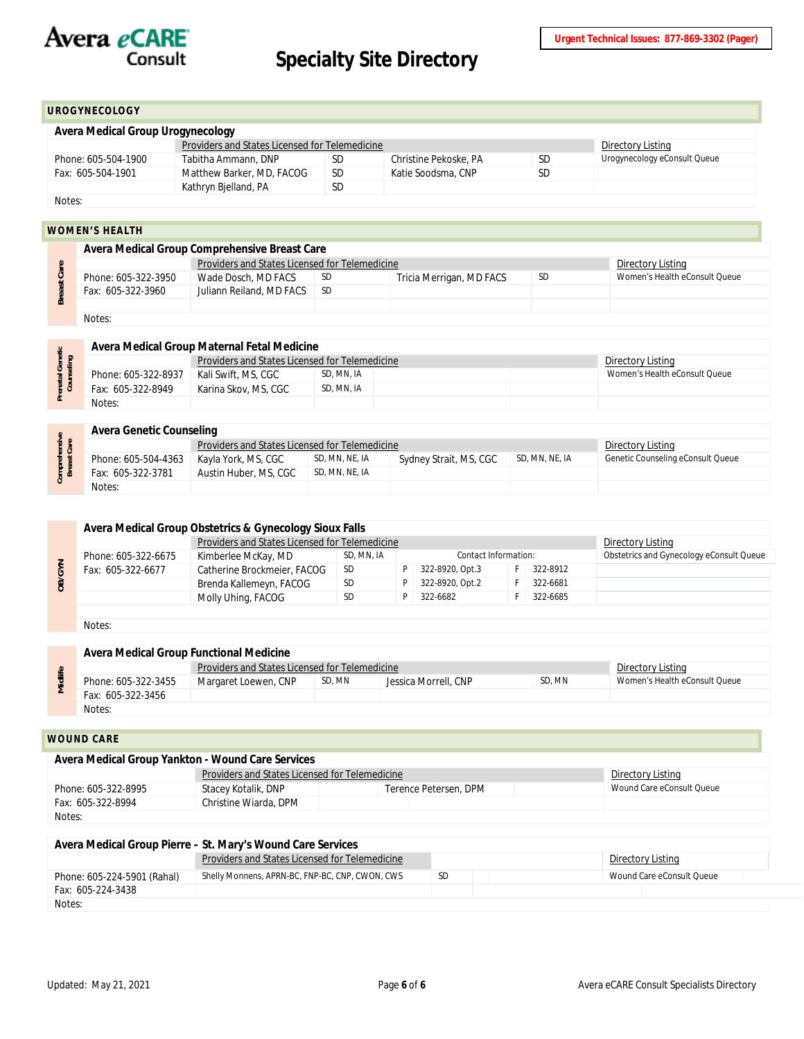Avera eCARE Consult

# Specialty Site Directory

**Urgent Technical Issues: 877-869-3302 (Pager)**

## UROGYNECOLOGY

### Avera Medical Group Urogynecology

| | Providers and States Licensed for Telemedicine | | | | Directory Listing |
|---|---|---|---|---|---|
| Phone: 605-504-1900 | Tabitha Ammann, DNP | SD | Christine Pekoske, PA | SD | Urogynecology eConsult Queue |
| Fax: 605-504-1901 | Matthew Barker, MD, FACOG | SD | Katie Soodsma, CNP | SD | |
| | Kathryn Bjelland, PA | SD | | | |

Notes:

## WOMEN'S HEALTH

### Avera Medical Group Comprehensive Breast Care

*Breast Care*

| | Providers and States Licensed for Telemedicine | | | | Directory Listing |
|---|---|---|---|---|---|
| Phone: 605-322-3950 | Wade Dosch, MD FACS | SD | Tricia Merrigan, MD FACS | SD | Women's Health eConsult Queue |
| Fax: 605-322-3960 | Juliann Reiland, MD FACS | SD | | | |

Notes:

### Avera Medical Group Maternal Fetal Medicine

*Prenatal Genetic Counseling*

| | Providers and States Licensed for Telemedicine | | | | Directory Listing |
|---|---|---|---|---|---|
| Phone: 605-322-8937 | Kali Swift, MS, CGC | SD, MN, IA | | | Women's Health eConsult Queue |
| Fax: 605-322-8949 | Karina Skov, MS, CGC | SD, MN, IA | | | |

Notes:

### Avera Genetic Counseling

*Comprehensive Breast Care*

| | Providers and States Licensed for Telemedicine | | | | Directory Listing |
|---|---|---|---|---|---|
| Phone: 605-504-4363 | Kayla York, MS, CGC | SD, MN, NE, IA | Sydney Strait, MS, CGC | SD, MN, NE, IA | Genetic Counseling eConsult Queue |
| Fax: 605-322-3781 | Austin Huber, MS, CGC | SD, MN, NE, IA | | | |

Notes:

### Avera Medical Group Obstetrics & Gynecology Sioux Falls

*OB/GYN*

| | Providers and States Licensed for Telemedicine | | Contact Information: | | | | Directory Listing |
|---|---|---|---|---|---|---|---|
| Phone: 605-322-6675 | Kimberlee McKay, MD | SD, MN, IA | | | | | Obstetrics and Gynecology eConsult Queue |
| Fax: 605-322-6677 | Catherine Brockmeier, FACOG | SD | P | 322-8920, Opt.3 | F | 322-8912 | |
| | Brenda Kallemeyn, FACOG | SD | P | 322-8920, Opt.2 | F | 322-6681 | |
| | Molly Uhing, FACOG | SD | P | 322-6682 | F | 322-6685 | |

Notes:

### Avera Medical Group Functional Medicine

*Midlife*

| | Providers and States Licensed for Telemedicine | | | | Directory Listing |
|---|---|---|---|---|---|
| Phone: 605-322-3455 | Margaret Loewen, CNP | SD, MN | Jessica Morrell, CNP | SD, MN | Women's Health eConsult Queue |
| Fax: 605-322-3456 | | | | | |

Notes:

## WOUND CARE

### Avera Medical Group Yankton - Wound Care Services

| | Providers and States Licensed for Telemedicine | | | | Directory Listing |
|---|---|---|---|---|---|
| Phone: 605-322-8995 | Stacey Kotalik, DNP | | Terence Petersen, DPM | | Wound Care eConsult Queue |
| Fax: 605-322-8994 | Christine Wiarda, DPM | | | | |

Notes:

### Avera Medical Group Pierre – St. Mary's Wound Care Services

| | Providers and States Licensed for Telemedicine | | | Directory Listing |
|---|---|---|---|---|
| Phone: 605-224-5901 (Rahal) | Shelly Monnens, APRN-BC, FNP-BC, CNP, CWON, CWS | SD | | Wound Care eConsult Queue |
| Fax: 605-224-3438 | | | | |

Notes:

Updated: May 21, 2021

Avera eCARE Consult Specialists Directory